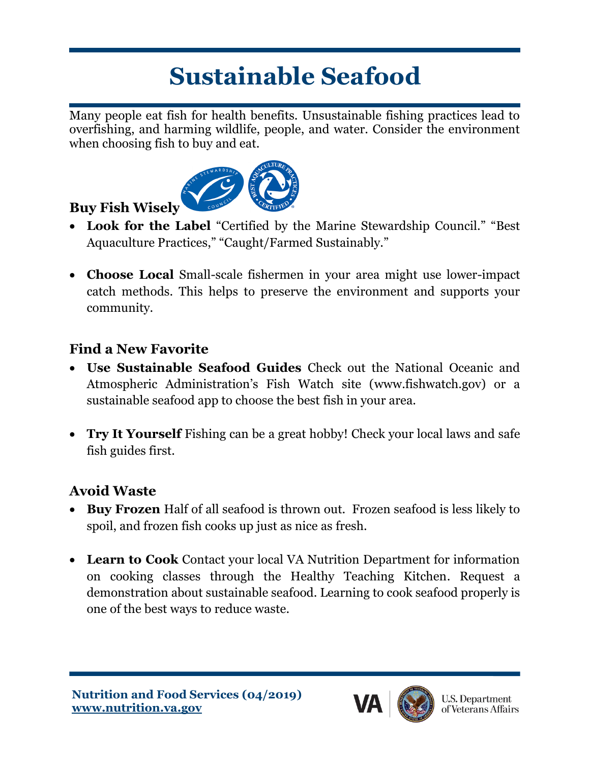# Sustainable Seafood

Many people eat fish for health benefits. Unsustainable fishing practices lead to overfishing, and harming wildlife, people, and water. Consider the environment when choosing fish to buy and eat.

## Buy Fish Wisely

- **Look for the Label** "Certified by the Marine Stewardship Council." "Best Aquaculture Practices," "Caught/Farmed Sustainably."

- **Choose Local** Small-scale fishermen in your area might use lower-impact catch methods. This helps to preserve the environment and supports your community.

## Find a New Favorite

- **Use Sustainable Seafood Guides** Check out the National Oceanic and Atmospheric Administration's Fish Watch site (www.fishwatch.gov) or a sustainable seafood app to choose the best fish in your area.

- **Try It Yourself** Fishing can be a great hobby! Check your local laws and safe fish guides first.

## Avoid Waste

- **Buy Frozen** Half of all seafood is thrown out. Frozen seafood is less likely to spoil, and frozen fish cooks up just as nice as fresh.

- **Learn to Cook** Contact your local VA Nutrition Department for information on cooking classes through the Healthy Teaching Kitchen. Request a demonstration about sustainable seafood. Learning to cook seafood properly is one of the best ways to reduce waste.

**Nutrition and Food Services (04/2019)**
**www.nutrition.va.gov**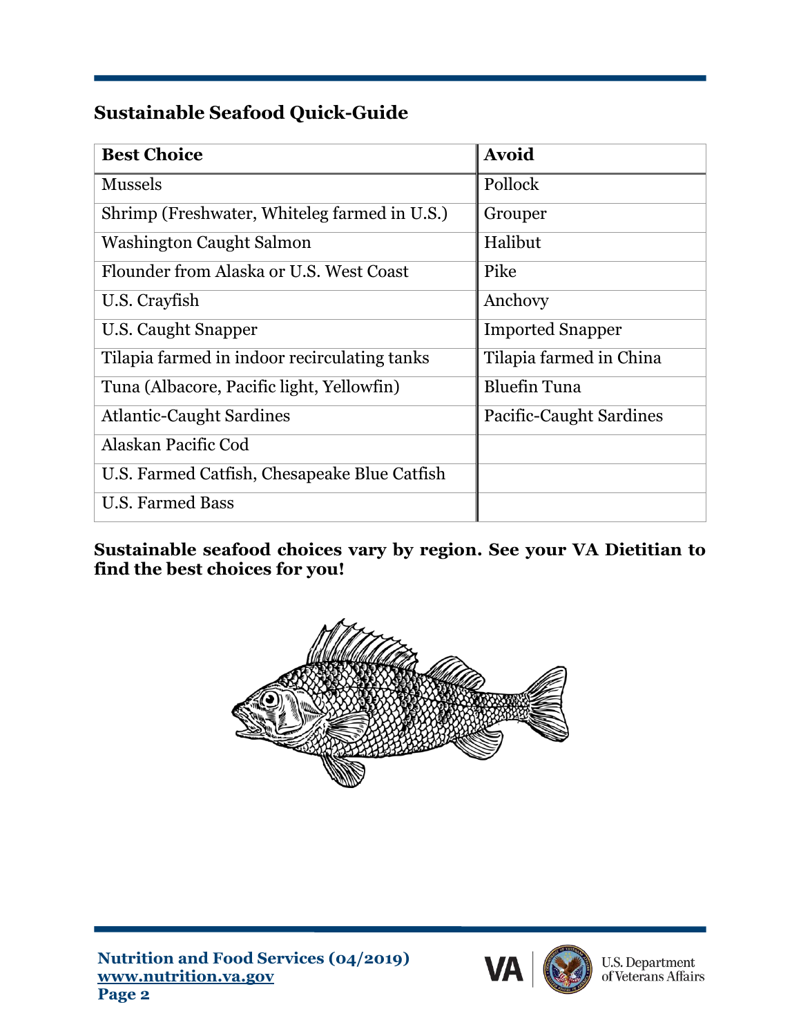## Sustainable Seafood Quick-Guide

| Best Choice | Avoid |
|---|---|
| Mussels | Pollock |
| Shrimp (Freshwater, Whiteleg farmed in U.S.) | Grouper |
| Washington Caught Salmon | Halibut |
| Flounder from Alaska or U.S. West Coast | Pike |
| U.S. Crayfish | Anchovy |
| U.S. Caught Snapper | Imported Snapper |
| Tilapia farmed in indoor recirculating tanks | Tilapia farmed in China |
| Tuna (Albacore, Pacific light, Yellowfin) | Bluefin Tuna |
| Atlantic-Caught Sardines | Pacific-Caught Sardines |
| Alaskan Pacific Cod | |
| U.S. Farmed Catfish, Chesapeake Blue Catfish | |
| U.S. Farmed Bass | |

**Sustainable seafood choices vary by region. See your VA Dietitian to find the best choices for you!**

**Nutrition and Food Services (04/2019)**
**www.nutrition.va.gov**

U.S. Department of Veterans Affairs